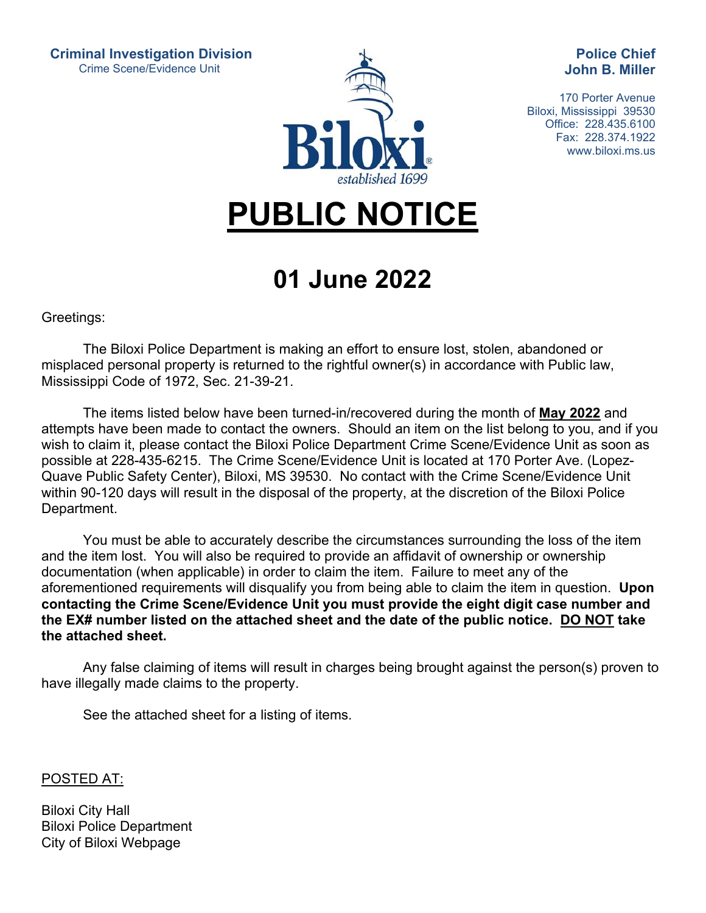**Criminal Investigation Division**
Crime Scene/Evidence Unit

Biloxi
established 1699

**Police Chief**
**John B. Miller**

170 Porter Avenue
Biloxi, Mississippi 39530
Office: 228.435.6100
Fax: 228.374.1922
www.biloxi.ms.us

# PUBLIC NOTICE

## 01 June 2022

Greetings:

The Biloxi Police Department is making an effort to ensure lost, stolen, abandoned or misplaced personal property is returned to the rightful owner(s) in accordance with Public law, Mississippi Code of 1972, Sec. 21-39-21.

The items listed below have been turned-in/recovered during the month of **May 2022** and attempts have been made to contact the owners. Should an item on the list belong to you, and if you wish to claim it, please contact the Biloxi Police Department Crime Scene/Evidence Unit as soon as possible at 228-435-6215. The Crime Scene/Evidence Unit is located at 170 Porter Ave. (Lopez-Quave Public Safety Center), Biloxi, MS 39530. No contact with the Crime Scene/Evidence Unit within 90-120 days will result in the disposal of the property, at the discretion of the Biloxi Police Department.

You must be able to accurately describe the circumstances surrounding the loss of the item and the item lost. You will also be required to provide an affidavit of ownership or ownership documentation (when applicable) in order to claim the item. Failure to meet any of the aforementioned requirements will disqualify you from being able to claim the item in question. **Upon contacting the Crime Scene/Evidence Unit you must provide the eight digit case number and the EX# number listed on the attached sheet and the date of the public notice. DO NOT take the attached sheet.**

Any false claiming of items will result in charges being brought against the person(s) proven to have illegally made claims to the property.

See the attached sheet for a listing of items.

POSTED AT:

Biloxi City Hall
Biloxi Police Department
City of Biloxi Webpage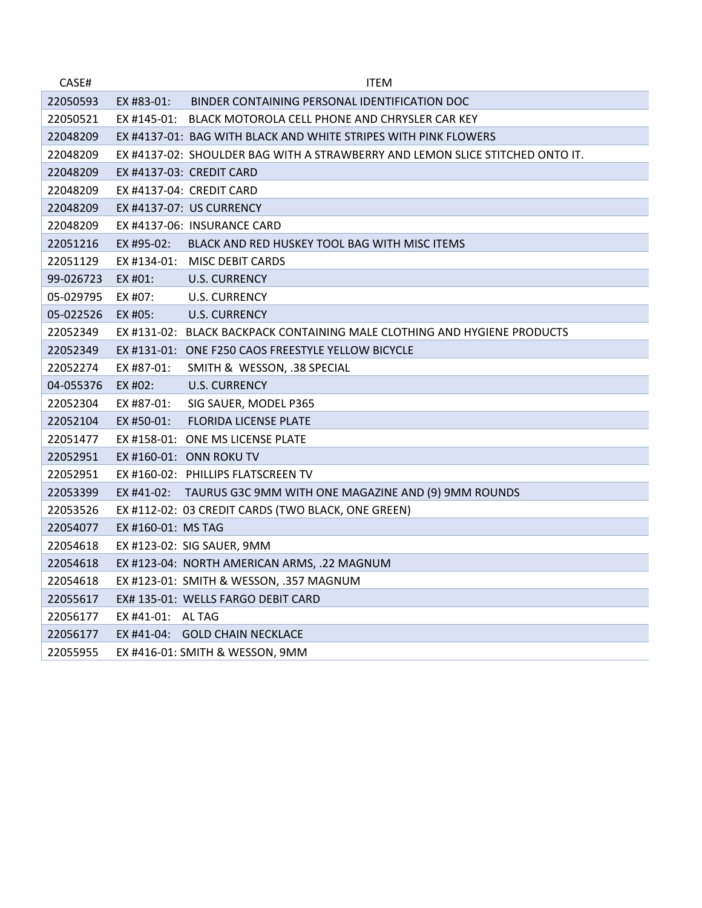| CASE# | ITEM |
|---|---|
| 22050593 | EX #83-01: BINDER CONTAINING PERSONAL IDENTIFICATION DOC |
| 22050521 | EX #145-01: BLACK MOTOROLA CELL PHONE AND CHRYSLER CAR KEY |
| 22048209 | EX #4137-01: BAG WITH BLACK AND WHITE STRIPES WITH PINK FLOWERS |
| 22048209 | EX #4137-02: SHOULDER BAG WITH A STRAWBERRY AND LEMON SLICE STITCHED ONTO IT. |
| 22048209 | EX #4137-03: CREDIT CARD |
| 22048209 | EX #4137-04: CREDIT CARD |
| 22048209 | EX #4137-07: US CURRENCY |
| 22048209 | EX #4137-06: INSURANCE CARD |
| 22051216 | EX #95-02: BLACK AND RED HUSKEY TOOL BAG WITH MISC ITEMS |
| 22051129 | EX #134-01: MISC DEBIT CARDS |
| 99-026723 | EX #01: U.S. CURRENCY |
| 05-029795 | EX #07: U.S. CURRENCY |
| 05-022526 | EX #05: U.S. CURRENCY |
| 22052349 | EX #131-02: BLACK BACKPACK CONTAINING MALE CLOTHING AND HYGIENE PRODUCTS |
| 22052349 | EX #131-01: ONE F250 CAOS FREESTYLE YELLOW BICYCLE |
| 22052274 | EX #87-01: SMITH & WESSON, .38 SPECIAL |
| 04-055376 | EX #02: U.S. CURRENCY |
| 22052304 | EX #87-01: SIG SAUER, MODEL P365 |
| 22052104 | EX #50-01: FLORIDA LICENSE PLATE |
| 22051477 | EX #158-01: ONE MS LICENSE PLATE |
| 22052951 | EX #160-01: ONN ROKU TV |
| 22052951 | EX #160-02: PHILLIPS FLATSCREEN TV |
| 22053399 | EX #41-02: TAURUS G3C 9MM WITH ONE MAGAZINE AND (9) 9MM ROUNDS |
| 22053526 | EX #112-02: 03 CREDIT CARDS (TWO BLACK, ONE GREEN) |
| 22054077 | EX #160-01: MS TAG |
| 22054618 | EX #123-02: SIG SAUER, 9MM |
| 22054618 | EX #123-04: NORTH AMERICAN ARMS, .22 MAGNUM |
| 22054618 | EX #123-01: SMITH & WESSON, .357 MAGNUM |
| 22055617 | EX# 135-01: WELLS FARGO DEBIT CARD |
| 22056177 | EX #41-01: AL TAG |
| 22056177 | EX #41-04: GOLD CHAIN NECKLACE |
| 22055955 | EX #416-01: SMITH & WESSON, 9MM |